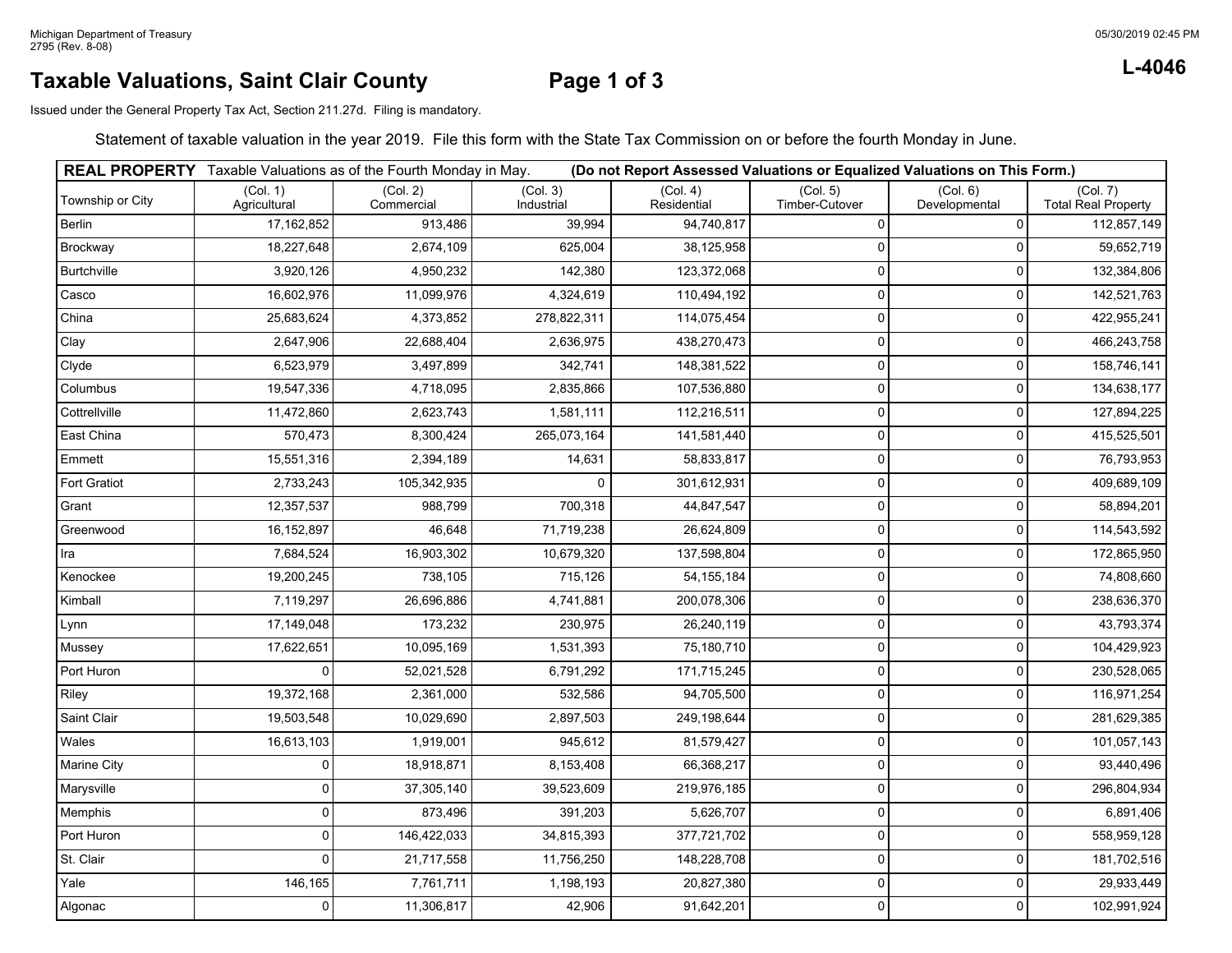Michigan Department of Treasury
2795 (Rev. 8-08)

05/30/2019 02:45 PM

**L-4046**

# Taxable Valuations, Saint Clair County

Issued under the General Property Tax Act, Section 211.27d. Filing is mandatory.

Statement of taxable valuation in the year 2019. File this form with the State Tax Commission on or before the fourth Monday in June.

| **REAL PROPERTY** Taxable Valuations as of the Fourth Monday in May. | **(Do not Report Assessed Valuations or Equalized Valuations on This Form.)** | | | | | | |
|---|---|---|---|---|---|---|---|
| Township or City | (Col. 1) Agricultural | (Col. 2) Commercial | (Col. 3) Industrial | (Col. 4) Residential | (Col. 5) Timber-Cutover | (Col. 6) Developmental | (Col. 7) Total Real Property |
| Berlin | 17,162,852 | 913,486 | 39,994 | 94,740,817 | 0 | 0 | 112,857,149 |
| Brockway | 18,227,648 | 2,674,109 | 625,004 | 38,125,958 | 0 | 0 | 59,652,719 |
| Burtchville | 3,920,126 | 4,950,232 | 142,380 | 123,372,068 | 0 | 0 | 132,384,806 |
| Casco | 16,602,976 | 11,099,976 | 4,324,619 | 110,494,192 | 0 | 0 | 142,521,763 |
| China | 25,683,624 | 4,373,852 | 278,822,311 | 114,075,454 | 0 | 0 | 422,955,241 |
| Clay | 2,647,906 | 22,688,404 | 2,636,975 | 438,270,473 | 0 | 0 | 466,243,758 |
| Clyde | 6,523,979 | 3,497,899 | 342,741 | 148,381,522 | 0 | 0 | 158,746,141 |
| Columbus | 19,547,336 | 4,718,095 | 2,835,866 | 107,536,880 | 0 | 0 | 134,638,177 |
| Cottrellville | 11,472,860 | 2,623,743 | 1,581,111 | 112,216,511 | 0 | 0 | 127,894,225 |
| East China | 570,473 | 8,300,424 | 265,073,164 | 141,581,440 | 0 | 0 | 415,525,501 |
| Emmett | 15,551,316 | 2,394,189 | 14,631 | 58,833,817 | 0 | 0 | 76,793,953 |
| Fort Gratiot | 2,733,243 | 105,342,935 | 0 | 301,612,931 | 0 | 0 | 409,689,109 |
| Grant | 12,357,537 | 988,799 | 700,318 | 44,847,547 | 0 | 0 | 58,894,201 |
| Greenwood | 16,152,897 | 46,648 | 71,719,238 | 26,624,809 | 0 | 0 | 114,543,592 |
| Ira | 7,684,524 | 16,903,302 | 10,679,320 | 137,598,804 | 0 | 0 | 172,865,950 |
| Kenockee | 19,200,245 | 738,105 | 715,126 | 54,155,184 | 0 | 0 | 74,808,660 |
| Kimball | 7,119,297 | 26,696,886 | 4,741,881 | 200,078,306 | 0 | 0 | 238,636,370 |
| Lynn | 17,149,048 | 173,232 | 230,975 | 26,240,119 | 0 | 0 | 43,793,374 |
| Mussey | 17,622,651 | 10,095,169 | 1,531,393 | 75,180,710 | 0 | 0 | 104,429,923 |
| Port Huron | 0 | 52,021,528 | 6,791,292 | 171,715,245 | 0 | 0 | 230,528,065 |
| Riley | 19,372,168 | 2,361,000 | 532,586 | 94,705,500 | 0 | 0 | 116,971,254 |
| Saint Clair | 19,503,548 | 10,029,690 | 2,897,503 | 249,198,644 | 0 | 0 | 281,629,385 |
| Wales | 16,613,103 | 1,919,001 | 945,612 | 81,579,427 | 0 | 0 | 101,057,143 |
| Marine City | 0 | 18,918,871 | 8,153,408 | 66,368,217 | 0 | 0 | 93,440,496 |
| Marysville | 0 | 37,305,140 | 39,523,609 | 219,976,185 | 0 | 0 | 296,804,934 |
| Memphis | 0 | 873,496 | 391,203 | 5,626,707 | 0 | 0 | 6,891,406 |
| Port Huron | 0 | 146,422,033 | 34,815,393 | 377,721,702 | 0 | 0 | 558,959,128 |
| St. Clair | 0 | 21,717,558 | 11,756,250 | 148,228,708 | 0 | 0 | 181,702,516 |
| Yale | 146,165 | 7,761,711 | 1,198,193 | 20,827,380 | 0 | 0 | 29,933,449 |
| Algonac | 0 | 11,306,817 | 42,906 | 91,642,201 | 0 | 0 | 102,991,924 |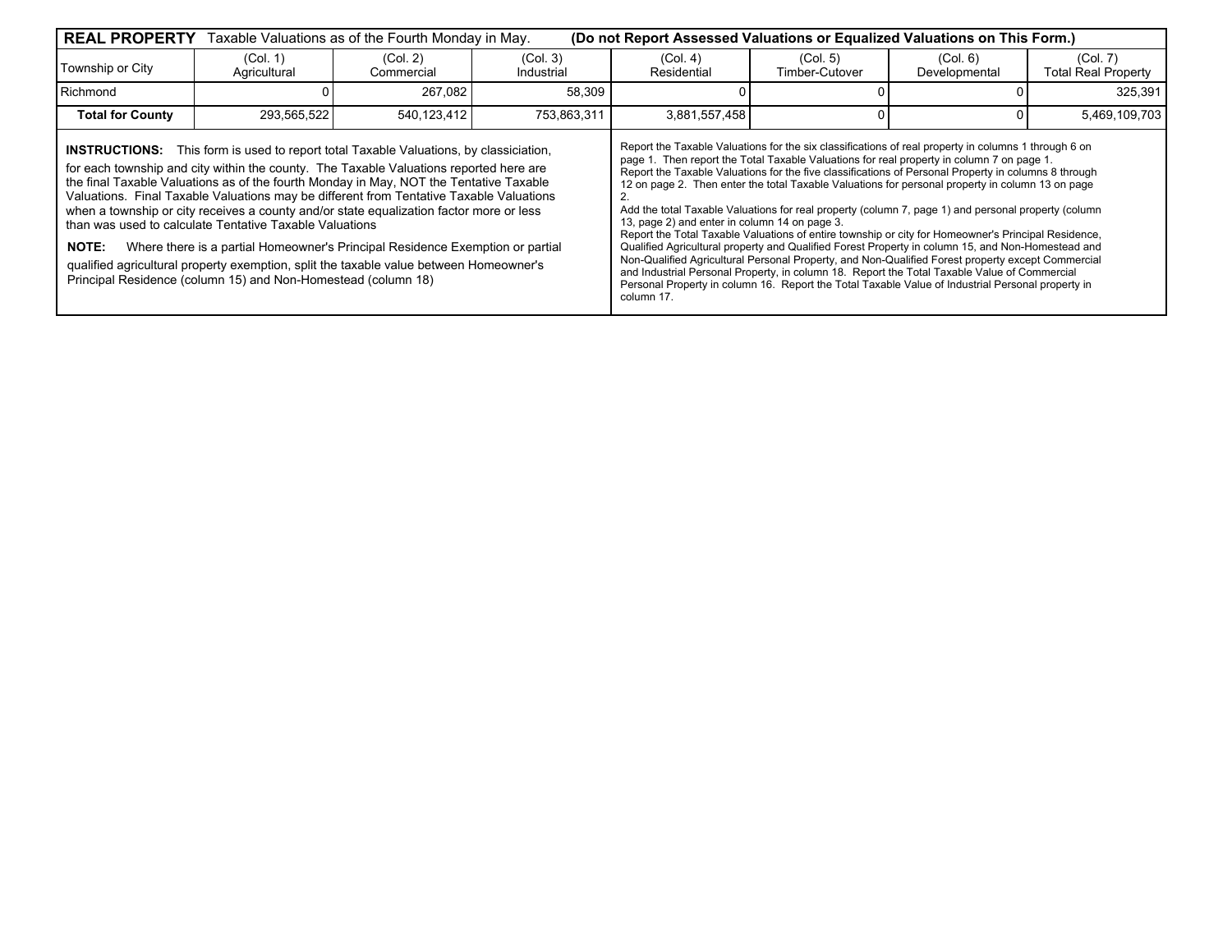**REAL PROPERTY** Taxable Valuations as of the Fourth Monday in May. **(Do not Report Assessed Valuations or Equalized Valuations on This Form.)**

| Township or City | (Col. 1) Agricultural | (Col. 2) Commercial | (Col. 3) Industrial | (Col. 4) Residential | (Col. 5) Timber-Cutover | (Col. 6) Developmental | (Col. 7) Total Real Property |
|---|---|---|---|---|---|---|---|
| Richmond | 0 | 267,082 | 58,309 | 0 | 0 | 0 | 325,391 |
| **Total for County** | 293,565,522 | 540,123,412 | 753,863,311 | 3,881,557,458 | 0 | 0 | 5,469,109,703 |

**INSTRUCTIONS:** This form is used to report total Taxable Valuations, by classiciation, for each township and city within the county. The Taxable Valuations reported here are the final Taxable Valuations as of the fourth Monday in May, NOT the Tentative Taxable Valuations. Final Taxable Valuations may be different from Tentative Taxable Valuations when a township or city receives a county and/or state equalization factor more or less than was used to calculate Tentative Taxable Valuations

**NOTE:** Where there is a partial Homeowner's Principal Residence Exemption or partial qualified agricultural property exemption, split the taxable value between Homeowner's Principal Residence (column 15) and Non-Homestead (column 18)

Report the Taxable Valuations for the six classifications of real property in columns 1 through 6 on page 1. Then report the Total Taxable Valuations for real property in column 7 on page 1.
Report the Taxable Valuations for the five classifications of Personal Property in columns 8 through 12 on page 2. Then enter the total Taxable Valuations for personal property in column 13 on page 2.
Add the total Taxable Valuations for real property (column 7, page 1) and personal property (column 13, page 2) and enter in column 14 on page 3.
Report the Total Taxable Valuations of entire township or city for Homeowner's Principal Residence, Qualified Agricultural property and Qualified Forest Property in column 15, and Non-Homestead and Non-Qualified Agricultural Personal Property, and Non-Qualified Forest property except Commercial and Industrial Personal Property, in column 18. Report the Total Taxable Value of Commercial Personal Property in column 16. Report the Total Taxable Value of Industrial Personal property in column 17.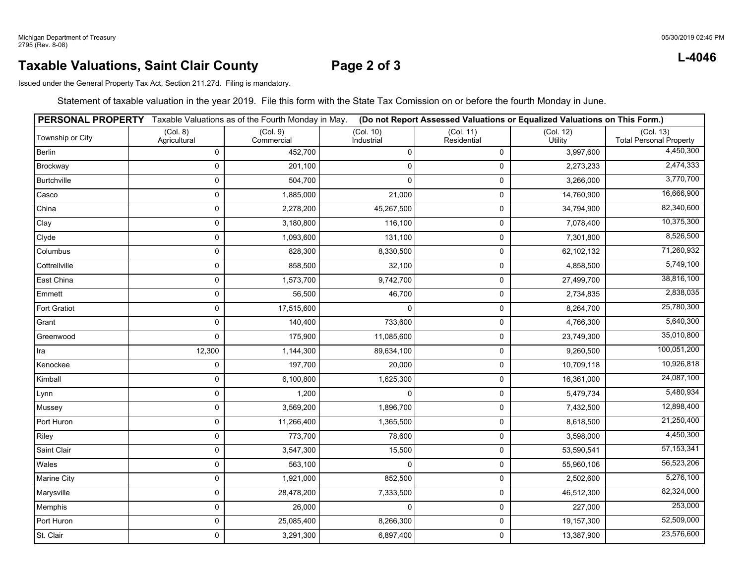Michigan Department of Treasury
2795 (Rev. 8-08)

**L-4046**

# Taxable Valuations, Saint Clair County

Issued under the General Property Tax Act, Section 211.27d. Filing is mandatory.

Statement of taxable valuation in the year 2019. File this form with the State Tax Comission on or before the fourth Monday in June.

| **PERSONAL PROPERTY** Taxable Valuations as of the Fourth Monday in May. | **(Do not Report Assessed Valuations or Equalized Valuations on This Form.)** | | | | | |
|---|---|---|---|---|---|---|
| Township or City | (Col. 8) Agricultural | (Col. 9) Commercial | (Col. 10) Industrial | (Col. 11) Residential | (Col. 12) Utility | (Col. 13) Total Personal Property |
| Berlin | 0 | 452,700 | 0 | 0 | 3,997,600 | 4,450,300 |
| Brockway | 0 | 201,100 | 0 | 0 | 2,273,233 | 2,474,333 |
| Burtchville | 0 | 504,700 | 0 | 0 | 3,266,000 | 3,770,700 |
| Casco | 0 | 1,885,000 | 21,000 | 0 | 14,760,900 | 16,666,900 |
| China | 0 | 2,278,200 | 45,267,500 | 0 | 34,794,900 | 82,340,600 |
| Clay | 0 | 3,180,800 | 116,100 | 0 | 7,078,400 | 10,375,300 |
| Clyde | 0 | 1,093,600 | 131,100 | 0 | 7,301,800 | 8,526,500 |
| Columbus | 0 | 828,300 | 8,330,500 | 0 | 62,102,132 | 71,260,932 |
| Cottrellville | 0 | 858,500 | 32,100 | 0 | 4,858,500 | 5,749,100 |
| East China | 0 | 1,573,700 | 9,742,700 | 0 | 27,499,700 | 38,816,100 |
| Emmett | 0 | 56,500 | 46,700 | 0 | 2,734,835 | 2,838,035 |
| Fort Gratiot | 0 | 17,515,600 | 0 | 0 | 8,264,700 | 25,780,300 |
| Grant | 0 | 140,400 | 733,600 | 0 | 4,766,300 | 5,640,300 |
| Greenwood | 0 | 175,900 | 11,085,600 | 0 | 23,749,300 | 35,010,800 |
| Ira | 12,300 | 1,144,300 | 89,634,100 | 0 | 9,260,500 | 100,051,200 |
| Kenockee | 0 | 197,700 | 20,000 | 0 | 10,709,118 | 10,926,818 |
| Kimball | 0 | 6,100,800 | 1,625,300 | 0 | 16,361,000 | 24,087,100 |
| Lynn | 0 | 1,200 | 0 | 0 | 5,479,734 | 5,480,934 |
| Mussey | 0 | 3,569,200 | 1,896,700 | 0 | 7,432,500 | 12,898,400 |
| Port Huron | 0 | 11,266,400 | 1,365,500 | 0 | 8,618,500 | 21,250,400 |
| Riley | 0 | 773,700 | 78,600 | 0 | 3,598,000 | 4,450,300 |
| Saint Clair | 0 | 3,547,300 | 15,500 | 0 | 53,590,541 | 57,153,341 |
| Wales | 0 | 563,100 | 0 | 0 | 55,960,106 | 56,523,206 |
| Marine City | 0 | 1,921,000 | 852,500 | 0 | 2,502,600 | 5,276,100 |
| Marysville | 0 | 28,478,200 | 7,333,500 | 0 | 46,512,300 | 82,324,000 |
| Memphis | 0 | 26,000 | 0 | 0 | 227,000 | 253,000 |
| Port Huron | 0 | 25,085,400 | 8,266,300 | 0 | 19,157,300 | 52,509,000 |
| St. Clair | 0 | 3,291,300 | 6,897,400 | 0 | 13,387,900 | 23,576,600 |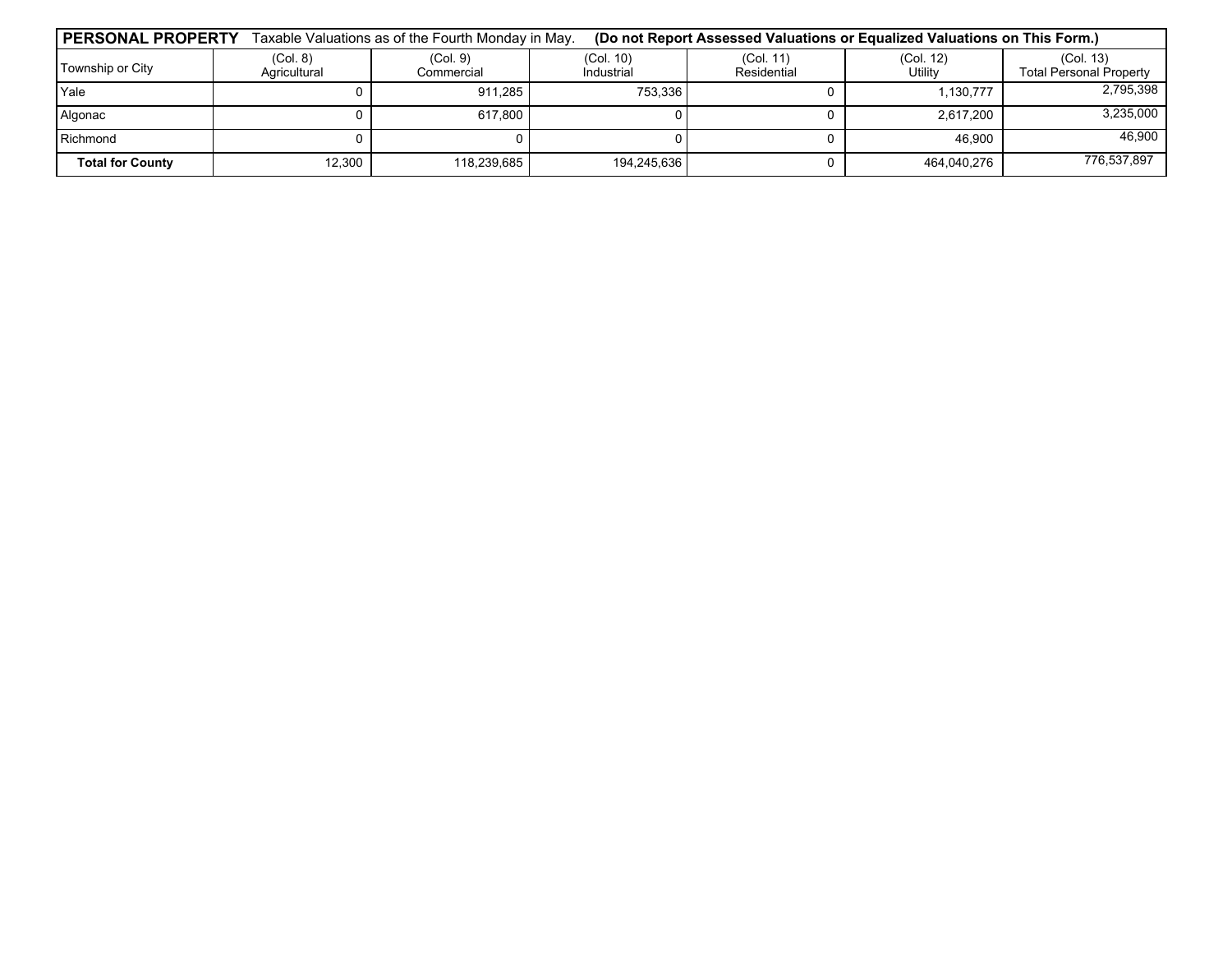| **PERSONAL PROPERTY** Taxable Valuations as of the Fourth Monday in May. **(Do not Report Assessed Valuations or Equalized Valuations on This Form.)** | | | | | | |
|---|---|---|---|---|---|---|
| Township or City | (Col. 8) Agricultural | (Col. 9) Commercial | (Col. 10) Industrial | (Col. 11) Residential | (Col. 12) Utility | (Col. 13) Total Personal Property |
| Yale | 0 | 911,285 | 753,336 | 0 | 1,130,777 | 2,795,398 |
| Algonac | 0 | 617,800 | 0 | 0 | 2,617,200 | 3,235,000 |
| Richmond | 0 | 0 | 0 | 0 | 46,900 | 46,900 |
| **Total for County** | 12,300 | 118,239,685 | 194,245,636 | 0 | 464,040,276 | 776,537,897 |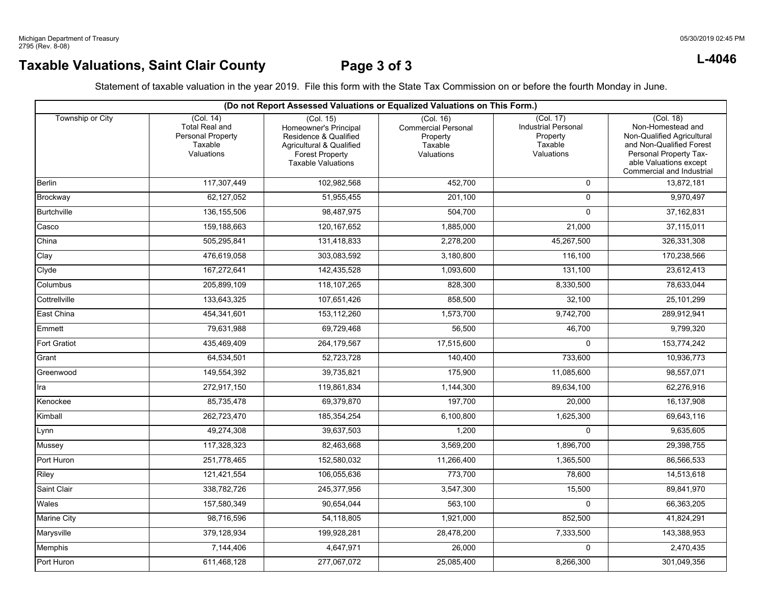Michigan Department of Treasury
2795 (Rev. 8-08)

05/30/2019 02:45 PM

**L-4046**

# Taxable Valuations, Saint Clair County

## Page 3 of 3

Statement of taxable valuation in the year 2019. File this form with the State Tax Commission on or before the fourth Monday in June.

**(Do not Report Assessed Valuations or Equalized Valuations on This Form.)**

| Township or City | (Col. 14) Total Real and Personal Property Taxable Valuations | (Col. 15) Homeowner's Principal Residence & Qualified Agricultural & Qualified Forest Property Taxable Valuations | (Col. 16) Commercial Personal Property Taxable Valuations | (Col. 17) Industrial Personal Property Taxable Valuations | (Col. 18) Non-Homestead and Non-Qualified Agricultural and Non-Qualified Forest Personal Property Taxable Valuations except Commercial and Industrial |
|---|---|---|---|---|---|
| Berlin | 117,307,449 | 102,982,568 | 452,700 | 0 | 13,872,181 |
| Brockway | 62,127,052 | 51,955,455 | 201,100 | 0 | 9,970,497 |
| Burtchville | 136,155,506 | 98,487,975 | 504,700 | 0 | 37,162,831 |
| Casco | 159,188,663 | 120,167,652 | 1,885,000 | 21,000 | 37,115,011 |
| China | 505,295,841 | 131,418,833 | 2,278,200 | 45,267,500 | 326,331,308 |
| Clay | 476,619,058 | 303,083,592 | 3,180,800 | 116,100 | 170,238,566 |
| Clyde | 167,272,641 | 142,435,528 | 1,093,600 | 131,100 | 23,612,413 |
| Columbus | 205,899,109 | 118,107,265 | 828,300 | 8,330,500 | 78,633,044 |
| Cottrellville | 133,643,325 | 107,651,426 | 858,500 | 32,100 | 25,101,299 |
| East China | 454,341,601 | 153,112,260 | 1,573,700 | 9,742,700 | 289,912,941 |
| Emmett | 79,631,988 | 69,729,468 | 56,500 | 46,700 | 9,799,320 |
| Fort Gratiot | 435,469,409 | 264,179,567 | 17,515,600 | 0 | 153,774,242 |
| Grant | 64,534,501 | 52,723,728 | 140,400 | 733,600 | 10,936,773 |
| Greenwood | 149,554,392 | 39,735,821 | 175,900 | 11,085,600 | 98,557,071 |
| Ira | 272,917,150 | 119,861,834 | 1,144,300 | 89,634,100 | 62,276,916 |
| Kenockee | 85,735,478 | 69,379,870 | 197,700 | 20,000 | 16,137,908 |
| Kimball | 262,723,470 | 185,354,254 | 6,100,800 | 1,625,300 | 69,643,116 |
| Lynn | 49,274,308 | 39,637,503 | 1,200 | 0 | 9,635,605 |
| Mussey | 117,328,323 | 82,463,668 | 3,569,200 | 1,896,700 | 29,398,755 |
| Port Huron | 251,778,465 | 152,580,032 | 11,266,400 | 1,365,500 | 86,566,533 |
| Riley | 121,421,554 | 106,055,636 | 773,700 | 78,600 | 14,513,618 |
| Saint Clair | 338,782,726 | 245,377,956 | 3,547,300 | 15,500 | 89,841,970 |
| Wales | 157,580,349 | 90,654,044 | 563,100 | 0 | 66,363,205 |
| Marine City | 98,716,596 | 54,118,805 | 1,921,000 | 852,500 | 41,824,291 |
| Marysville | 379,128,934 | 199,928,281 | 28,478,200 | 7,333,500 | 143,388,953 |
| Memphis | 7,144,406 | 4,647,971 | 26,000 | 0 | 2,470,435 |
| Port Huron | 611,468,128 | 277,067,072 | 25,085,400 | 8,266,300 | 301,049,356 |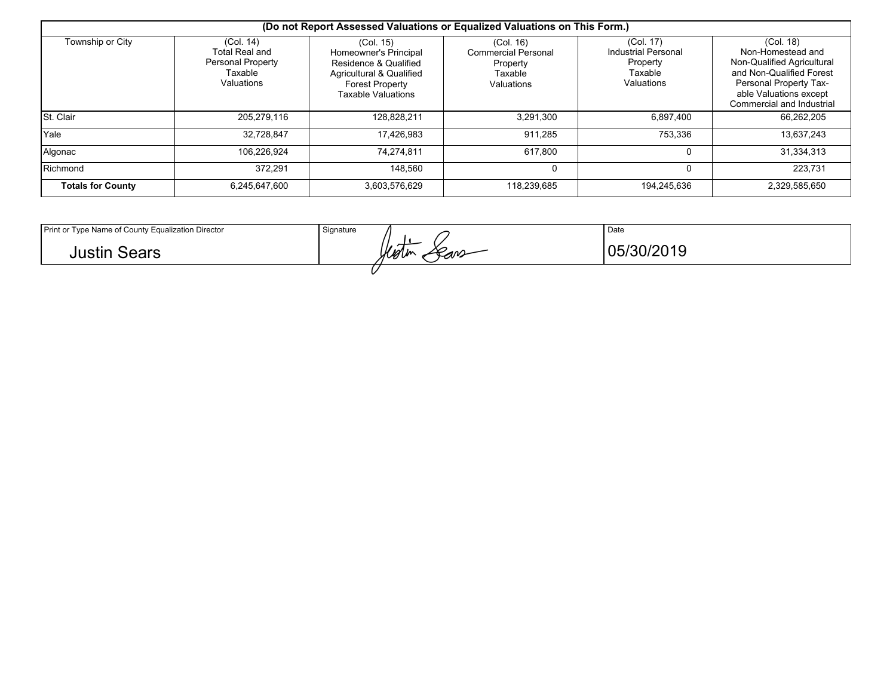| (Do not Report Assessed Valuations or Equalized Valuations on This Form.) | | | | | |
|---|---|---|---|---|---|
| Township or City | (Col. 14) Total Real and Personal Property Taxable Valuations | (Col. 15) Homeowner's Principal Residence & Qualified Agricultural & Qualified Forest Property Taxable Valuations | (Col. 16) Commercial Personal Property Taxable Valuations | (Col. 17) Industrial Personal Property Taxable Valuations | (Col. 18) Non-Homestead and Non-Qualified Agricultural and Non-Qualified Forest Personal Property Taxable Valuations except Commercial and Industrial |
| St. Clair | 205,279,116 | 128,828,211 | 3,291,300 | 6,897,400 | 66,262,205 |
| Yale | 32,728,847 | 17,426,983 | 911,285 | 753,336 | 13,637,243 |
| Algonac | 106,226,924 | 74,274,811 | 617,800 | 0 | 31,334,313 |
| Richmond | 372,291 | 148,560 | 0 | 0 | 223,731 |
| **Totals for County** | 6,245,647,600 | 3,603,576,629 | 118,239,685 | 194,245,636 | 2,329,585,650 |

| Print or Type Name of County Equalization Director | Signature | Date |
|---|---|---|
| Justin Sears | Justin Sears | 05/30/2019 |